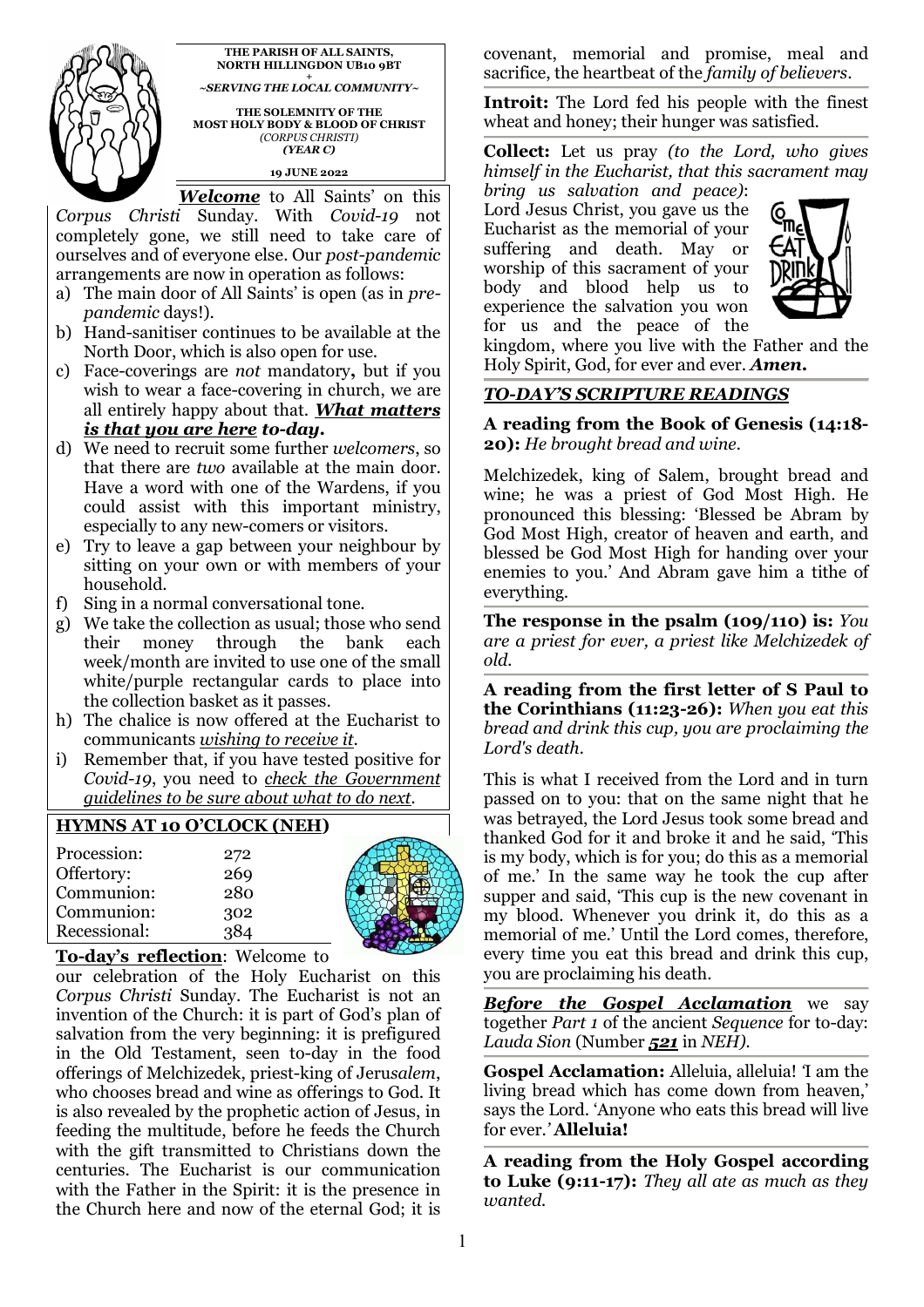**THE PARISH OF ALL SAINTS, NORTH HILLINGDON UB10 9BT**
+
***~SERVING THE LOCAL COMMUNITY~***

**THE SOLEMNITY OF THE MOST HOLY BODY & BLOOD OF CHRIST**
*(CORPUS CHRISTI)*
***(YEAR C)***

**19 JUNE 2022**

***Welcome*** to All Saints' on this *Corpus Christi* Sunday. With *Covid-19* not completely gone, we still need to take care of ourselves and of everyone else. Our *post-pandemic* arrangements are now in operation as follows:

a) The main door of All Saints' is open (as in *pre-pandemic* days!).
b) Hand-sanitiser continues to be available at the North Door, which is also open for use.
c) Face-coverings are *not* mandatory**,** but if you wish to wear a face-covering in church, we are all entirely happy about that. ***What matters is that you are here to-day.***
d) We need to recruit some further *welcomers*, so that there are *two* available at the main door. Have a word with one of the Wardens, if you could assist with this important ministry, especially to any new-comers or visitors.
e) Try to leave a gap between your neighbour by sitting on your own or with members of your household.
f) Sing in a normal conversational tone.
g) We take the collection as usual; those who send their money through the bank each week/month are invited to use one of the small white/purple rectangular cards to place into the collection basket as it passes.
h) The chalice is now offered at the Eucharist to communicants *wishing to receive it*.
i) Remember that, if you have tested positive for *Covid-19*, you need to *check the Government guidelines to be sure about what to do next*.

## HYMNS AT 10 O'CLOCK (NEH)

| | |
|---|---|
| Procession: | 272 |
| Offertory: | 269 |
| Communion: | 280 |
| Communion: | 302 |
| Recessional: | 384 |

**To-day's reflection**: Welcome to our celebration of the Holy Eucharist on this *Corpus Christi* Sunday. The Eucharist is not an invention of the Church: it is part of God's plan of salvation from the very beginning: it is prefigured in the Old Testament, seen to-day in the food offerings of Melchizedek, priest-king of Jeru*salem*, who chooses bread and wine as offerings to God. It is also revealed by the prophetic action of Jesus, in feeding the multitude, before he feeds the Church with the gift transmitted to Christians down the centuries. The Eucharist is our communication with the Father in the Spirit: it is the presence in the Church here and now of the eternal God; it is covenant, memorial and promise, meal and sacrifice, the heartbeat of the *family of believers*.

**Introit:** The Lord fed his people with the finest wheat and honey; their hunger was satisfied.

**Collect:** Let us pray *(to the Lord, who gives himself in the Eucharist, that this sacrament may bring us salvation and peace)*:
Lord Jesus Christ, you gave us the Eucharist as the memorial of your suffering and death. May our worship of this sacrament of your body and blood help us to experience the salvation you won for us and the peace of the kingdom, where you live with the Father and the Holy Spirit, God, for ever and ever. ***Amen.***

## *TO-DAY'S SCRIPTURE READINGS*

**A reading from the Book of Genesis (14:18-20):** *He brought bread and wine.*

Melchizedek, king of Salem, brought bread and wine; he was a priest of God Most High. He pronounced this blessing: 'Blessed be Abram by God Most High, creator of heaven and earth, and blessed be God Most High for handing over your enemies to you.' And Abram gave him a tithe of everything.

**The response in the psalm (109/110) is:** *You are a priest for ever, a priest like Melchizedek of old.*

**A reading from the first letter of S Paul to the Corinthians (11:23-26):** *When you eat this bread and drink this cup, you are proclaiming the Lord's death.*

This is what I received from the Lord and in turn passed on to you: that on the same night that he was betrayed, the Lord Jesus took some bread and thanked God for it and broke it and he said, 'This is my body, which is for you; do this as a memorial of me.' In the same way he took the cup after supper and said, 'This cup is the new covenant in my blood. Whenever you drink it, do this as a memorial of me.' Until the Lord comes, therefore, every time you eat this bread and drink this cup, you are proclaiming his death.

***Before the Gospel Acclamation*** we say together *Part 1* of the ancient *Sequence* for to-day: *Lauda Sion* (Number ***521*** in *NEH).*

**Gospel Acclamation:** Alleluia, alleluia! 'I am the living bread which has come down from heaven,' says the Lord. 'Anyone who eats this bread will live for ever.' **Alleluia!**

**A reading from the Holy Gospel according to Luke (9:11-17):** *They all ate as much as they wanted.*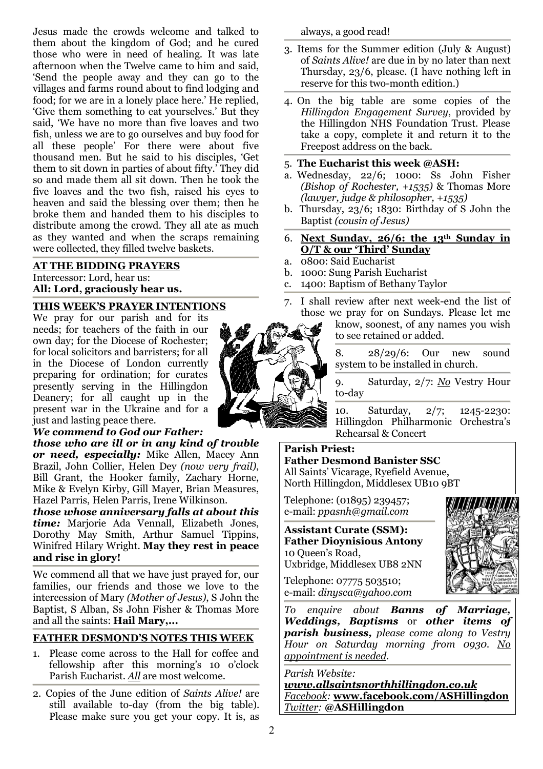Jesus made the crowds welcome and talked to them about the kingdom of God; and he cured those who were in need of healing. It was late afternoon when the Twelve came to him and said, 'Send the people away and they can go to the villages and farms round about to find lodging and food; for we are in a lonely place here.' He replied, 'Give them something to eat yourselves.' But they said, 'We have no more than five loaves and two fish, unless we are to go ourselves and buy food for all these people' For there were about five thousand men. But he said to his disciples, 'Get them to sit down in parties of about fifty.' They did so and made them all sit down. Then he took the five loaves and the two fish, raised his eyes to heaven and said the blessing over them; then he broke them and handed them to his disciples to distribute among the crowd. They all ate as much as they wanted and when the scraps remaining were collected, they filled twelve baskets.

**AT THE BIDDING PRAYERS**

Intercessor: Lord, hear us:
**All: Lord, graciously hear us.**

**THIS WEEK'S PRAYER INTENTIONS**

We pray for our parish and for its needs; for teachers of the faith in our own day; for the Diocese of Rochester; for local solicitors and barristers; for all in the Diocese of London currently preparing for ordination; for curates presently serving in the Hillingdon Deanery; for all caught up in the present war in the Ukraine and for a just and lasting peace there.

***We commend to God our Father:***

***those who are ill or in any kind of trouble or need, especially:*** Mike Allen, Macey Ann Brazil, John Collier, Helen Dey *(now very frail)*, Bill Grant, the Hooker family, Zachary Horne, Mike & Evelyn Kirby, Gill Mayer, Brian Measures, Hazel Parris, Helen Parris, Irene Wilkinson.

***those whose anniversary falls at about this time:*** Marjorie Ada Vennall, Elizabeth Jones, Dorothy May Smith, Arthur Samuel Tippins, Winifred Hilary Wright. **May they rest in peace and rise in glory!**

We commend all that we have just prayed for, our families, our friends and those we love to the intercession of Mary *(Mother of Jesus)*, S John the Baptist, S Alban, Ss John Fisher & Thomas More and all the saints: **Hail Mary,...**

**FATHER DESMOND'S NOTES THIS WEEK**

1. Please come across to the Hall for coffee and fellowship after this morning's 10 o'clock Parish Eucharist. ***All*** are most welcome.

2. Copies of the June edition of *Saints Alive!* are still available to-day (from the big table). Please make sure you get your copy. It is, as always, a good read!

3. Items for the Summer edition (July & August) of *Saints Alive!* are due in by no later than next Thursday, 23/6, please. (I have nothing left in reserve for this two-month edition.)

4. On the big table are some copies of the *Hillingdon Engagement Survey*, provided by the Hillingdon NHS Foundation Trust. Please take a copy, complete it and return it to the Freepost address on the back.

5. **The Eucharist this week @ASH:**
   a. Wednesday, 22/6; 1000: Ss John Fisher *(Bishop of Rochester, +1535)* & Thomas More *(lawyer, judge & philosopher, +1535)*
   b. Thursday, 23/6; 1830: Birthday of S John the Baptist *(cousin of Jesus)*

6. **Next Sunday, 26/6: the 13th Sunday in O/T & our 'Third' Sunday**
   a. 0800: Said Eucharist
   b. 1000: Sung Parish Eucharist
   c. 1400: Baptism of Bethany Taylor

7. I shall review after next week-end the list of those we pray for on Sundays. Please let me know, soonest, of any names you wish to see retained or added.

8. 28/29/6: Our new sound system to be installed in church.

9. Saturday, 2/7: ***No*** Vestry Hour to-day

10. Saturday, 2/7; 1245-2230: Hillingdon Philharmonic Orchestra's Rehearsal & Concert

**Parish Priest:**
**Father Desmond Banister SSC**
All Saints' Vicarage, Ryefield Avenue,
North Hillingdon, Middlesex UB10 9BT

Telephone: (01895) 239457;
e-mail: *ppasnh@gmail.com*

**Assistant Curate (SSM):**
**Father Dioynisious Antony**
10 Queen's Road,
Uxbridge, Middlesex UB8 2NN

Telephone: 07775 503510;
e-mail: *dinysca@yahoo.com*

*To enquire about **Banns of Marriage, Weddings, Baptisms** or **other items of parish business**, please come along to Vestry Hour on Saturday morning from 0930. No appointment is needed.*

*Parish Website:*
***www.allsaintsnorthhillingdon.co.uk***
*Facebook:* **www.facebook.com/ASHillingdon**
*Twitter:* **@ASHillingdon**